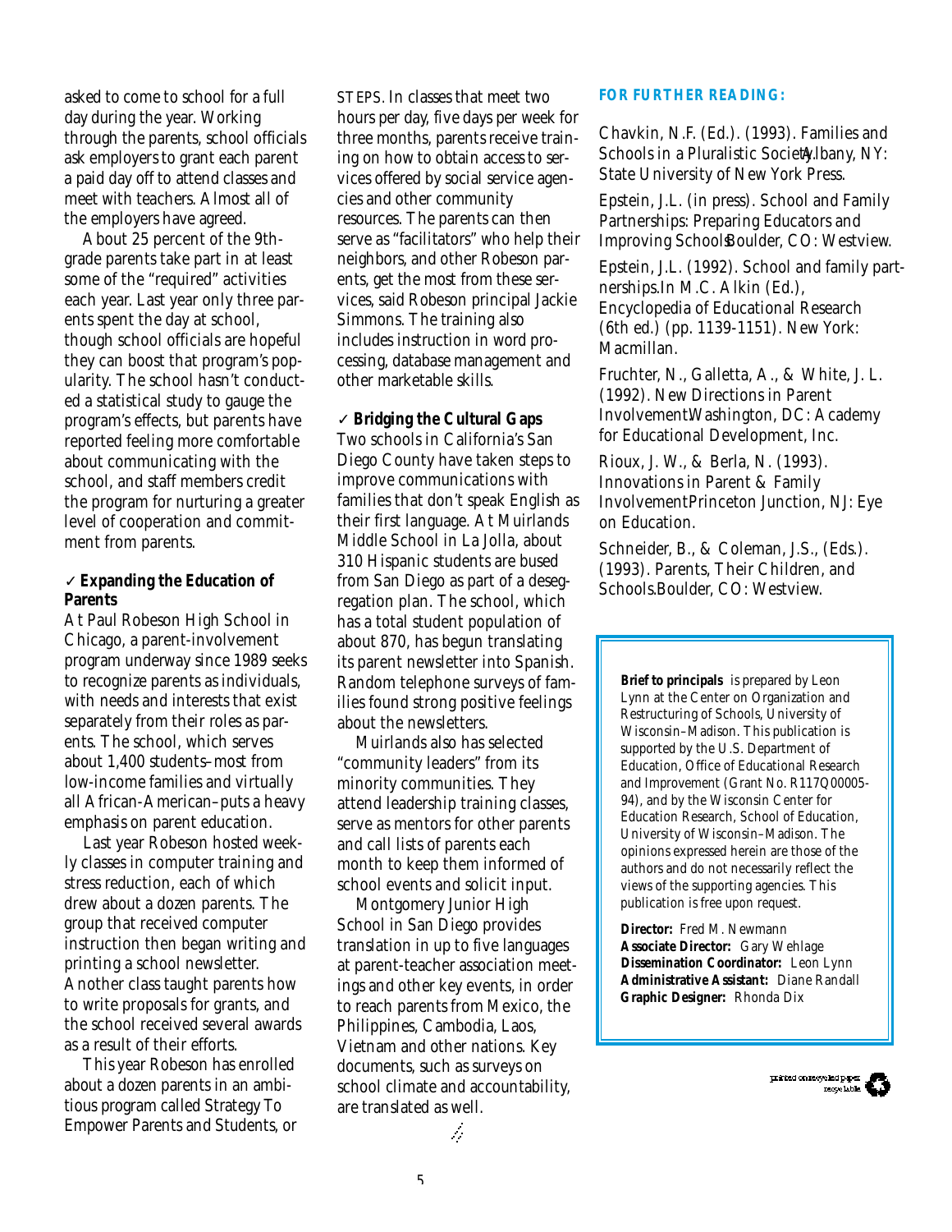asked to come to school for a full day during the year. Working through the parents, school officials ask employers to grant each parent a paid day off to attend classes and meet with teachers. Almost all of the employers have agreed.

About 25 percent of the 9th-grade parents take part in at least some of the "required" activities each year. Last year only three parents spent the day at school, though school officials are hopeful they can boost that program's popularity. The school hasn't conducted a statistical study to gauge the program's effects, but parents have reported feeling more comfortable about communicating with the school, and staff members credit the program for nurturing a greater level of cooperation and commitment from parents.

✓ **Expanding the Education of Parents**

At Paul Robeson High School in Chicago, a parent-involvement program underway since 1989 seeks to recognize parents as individuals, with needs and interests that exist separately from their roles as parents. The school, which serves about 1,400 students–most from low-income families and virtually all African-American–puts a heavy emphasis on parent education.

Last year Robeson hosted weekly classes in computer training and stress reduction, each of which drew about a dozen parents. The group that received computer instruction then began writing and printing a school newsletter. Another class taught parents how to write proposals for grants, and the school received several awards as a result of their efforts.

This year Robeson has enrolled about a dozen parents in an ambitious program called Strategy To Empower Parents and Students, or STEPS. In classes that meet two hours per day, five days per week for three months, parents receive training on how to obtain access to services offered by social service agencies and other community resources. The parents can then serve as "facilitators" who help their neighbors, and other Robeson parents, get the most from these services, said Robeson principal Jackie Simmons. The training also includes instruction in word processing, database management and other marketable skills.

✓ **Bridging the Cultural Gaps**

Two schools in California's San Diego County have taken steps to improve communications with families that don't speak English as their first language. At Muirlands Middle School in La Jolla, about 310 Hispanic students are bused from San Diego as part of a desegregation plan. The school, which has a total student population of about 870, has begun translating its parent newsletter into Spanish. Random telephone surveys of families found strong positive feelings about the newsletters.

Muirlands also has selected "community leaders" from its minority communities. They attend leadership training classes, serve as mentors for other parents and call lists of parents each month to keep them informed of school events and solicit input.

Montgomery Junior High School in San Diego provides translation in up to five languages at parent-teacher association meetings and other key events, in order to reach parents from Mexico, the Philippines, Cambodia, Laos, Vietnam and other nations. Key documents, such as surveys on school climate and accountability, are translated as well.

**FOR FURTHER READING:**

Chavkin, N.F. (Ed.). (1993). *Families and Schools in a Pluralistic Society*. Albany, NY: State University of New York Press.

Epstein, J.L. (in press). *School and Family Partnerships: Preparing Educators and Improving Schools*. Boulder, CO: Westview.

Epstein, J.L. (1992). School and family partnerships. In M.C. Alkin (Ed.), *Encyclopedia of Educational Research* (6th ed.) (pp. 1139-1151). New York: Macmillan.

Fruchter, N., Galletta, A., & White, J. L. (1992). *New Directions in Parent Involvement*. Washington, DC: Academy for Educational Development, Inc.

Rioux, J. W., & Berla, N. (1993). *Innovations in Parent & Family Involvement*. Princeton Junction, NJ: Eye on Education.

Schneider, B., & Coleman, J.S., (Eds.). (1993). *Parents, Their Children, and Schools*. Boulder, CO: Westview.

**Brief to principals** is prepared by Leon Lynn at the Center on Organization and Restructuring of Schools, University of Wisconsin–Madison. This publication is supported by the U.S. Department of Education, Office of Educational Research and Improvement (Grant No. R117Q00005-94), and by the Wisconsin Center for Education Research, School of Education, University of Wisconsin–Madison. The opinions expressed herein are those of the authors and do not necessarily reflect the views of the supporting agencies. This publication is free upon request.

**Director:** Fred M. Newmann
**Associate Director:** Gary Wehlage
**Dissemination Coordinator:** Leon Lynn
**Administrative Assistant:** Diane Randall
**Graphic Designer:** Rhonda Dix

printed on recycled paper
recyclable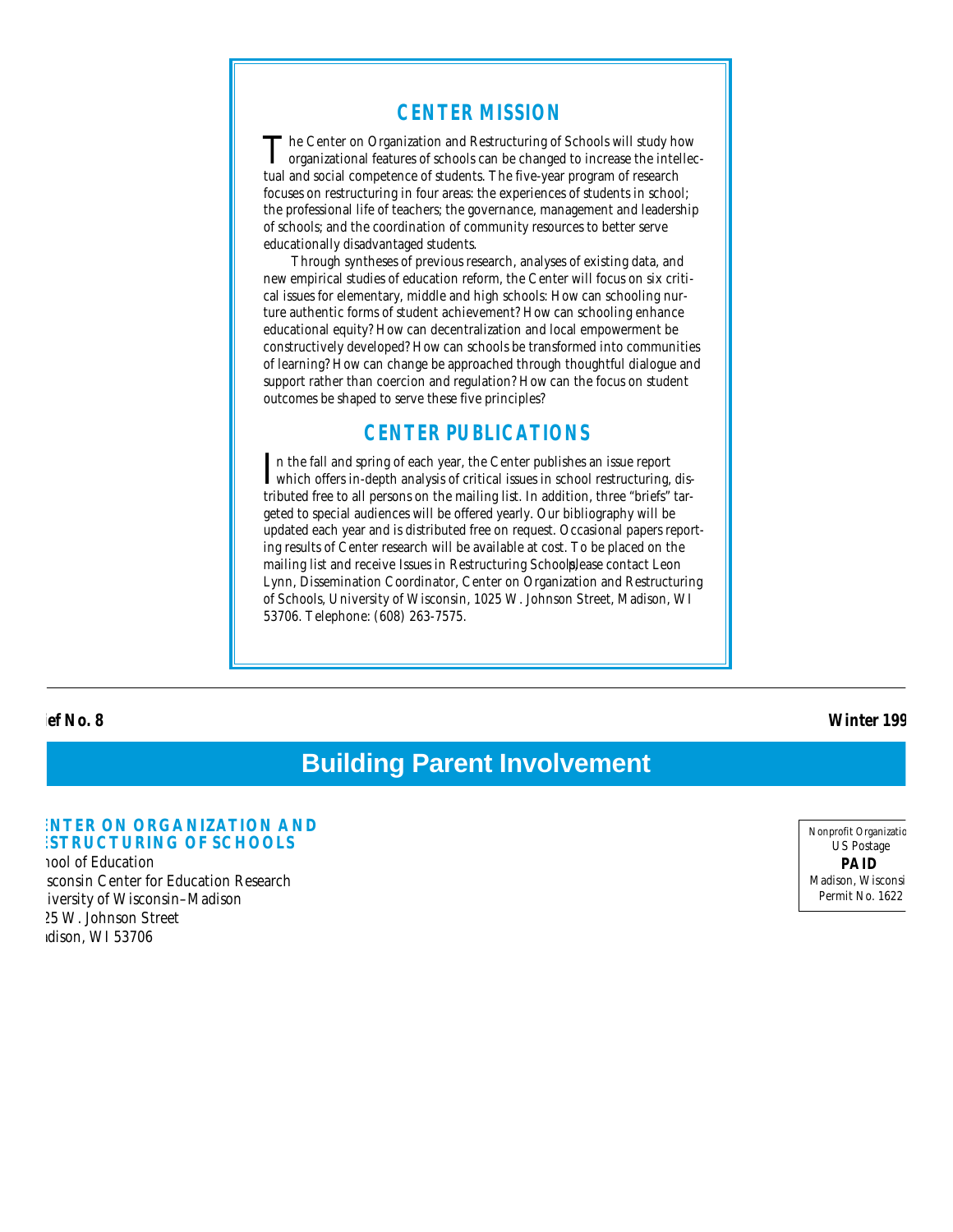## CENTER MISSION

The Center on Organization and Restructuring of Schools will study how organizational features of schools can be changed to increase the intellectual and social competence of students. The five-year program of research focuses on restructuring in four areas: the experiences of students in school; the professional life of teachers; the governance, management and leadership of schools; and the coordination of community resources to better serve educationally disadvantaged students.

Through syntheses of previous research, analyses of existing data, and new empirical studies of education reform, the Center will focus on six critical issues for elementary, middle and high schools: How can schooling nurture authentic forms of student achievement? How can schooling enhance educational equity? How can decentralization and local empowerment be constructively developed? How can schools be transformed into communities of learning? How can change be approached through thoughtful dialogue and support rather than coercion and regulation? How can the focus on student outcomes be shaped to serve these five principles?

## CENTER PUBLICATIONS

In the fall and spring of each year, the Center publishes an issue report which offers in-depth analysis of critical issues in school restructuring, distributed free to all persons on the mailing list. In addition, three "briefs" targeted to special audiences will be offered yearly. Our bibliography will be updated each year and is distributed free on request. Occasional papers reporting results of Center research will be available at cost. To be placed on the mailing list and receive Issues in Restructuring Schools, please contact Leon Lynn, Dissemination Coordinator, Center on Organization and Restructuring of Schools, University of Wisconsin, 1025 W. Johnson Street, Madison, WI 53706. Telephone: (608) 263-7575.

---

**ief No. 8** **Winter 199**

# Building Parent Involvement

**NTER ON ORGANIZATION AND**
**STRUCTURING OF SCHOOLS**
hool of Education
sconsin Center for Education Research
iversity of Wisconsin–Madison
25 W. Johnson Street
adison, WI 53706

Nonprofit Organizatio
US Postage
**PAID**
Madison, Wisconsi
Permit No. 1622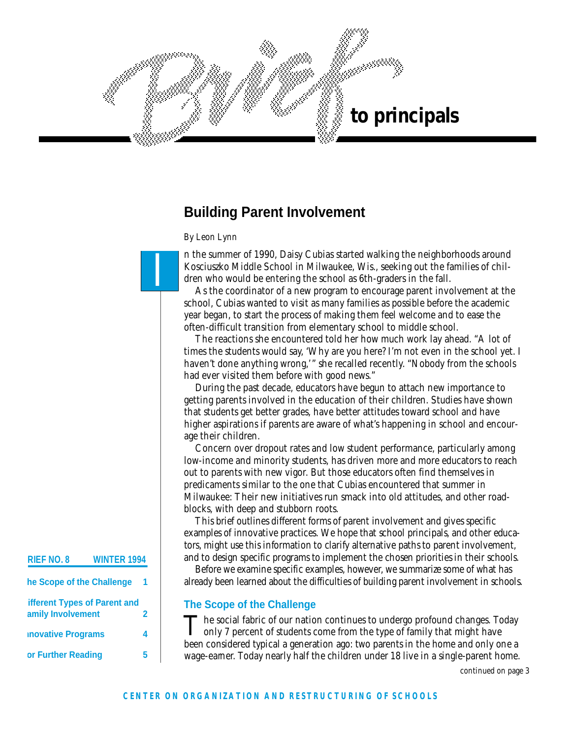# Brief to principals

## Building Parent Involvement

*By Leon Lynn*

In the summer of 1990, Daisy Cubias started walking the neighborhoods around Kosciuszko Middle School in Milwaukee, Wis., seeking out the families of children who would be entering the school as 6th-graders in the fall.

As the coordinator of a new program to encourage parent involvement at the school, Cubias wanted to visit as many families as possible before the academic year began, to start the process of making them feel welcome and to ease the often-difficult transition from elementary school to middle school.

The reactions she encountered told her how much work lay ahead. "A lot of times the students would say, 'Why are you here? I'm not even in the school yet. I haven't done anything wrong,'" she recalled recently. "Nobody from the schools had ever visited them before with good news."

During the past decade, educators have begun to attach new importance to getting parents involved in the education of their children. Studies have shown that students get better grades, have better attitudes toward school and have higher aspirations if parents are aware of what's happening in school and encourage their children.

Concern over dropout rates and low student performance, particularly among low-income and minority students, has driven more and more educators to reach out to parents with new vigor. But those educators often find themselves in predicaments similar to the one that Cubias encountered that summer in Milwaukee: Their new initiatives run smack into old attitudes, and other roadblocks, with deep and stubborn roots.

This brief outlines different forms of parent involvement and gives specific examples of innovative practices. We hope that school principals, and other educators, might use this information to clarify alternative paths to parent involvement, and to design specific programs to implement the chosen priorities in their schools.

Before we examine specific examples, however, we summarize some of what has already been learned about the difficulties of building parent involvement in schools.

### The Scope of the Challenge

The social fabric of our nation continues to undergo profound changes. Today only 7 percent of students come from the type of family that might have been considered typical a generation ago: two parents in the home and only one a wage-earner. Today nearly half the children under 18 live in a single-parent home.

*continued on page 3*

**BRIEF NO. 8 — WINTER 1994**

| | |
|---|---|
| The Scope of the Challenge | 1 |
| Different Types of Parent and Family Involvement | 2 |
| Innovative Programs | 4 |
| For Further Reading | 5 |

CENTER ON ORGANIZATION AND RESTRUCTURING OF SCHOOLS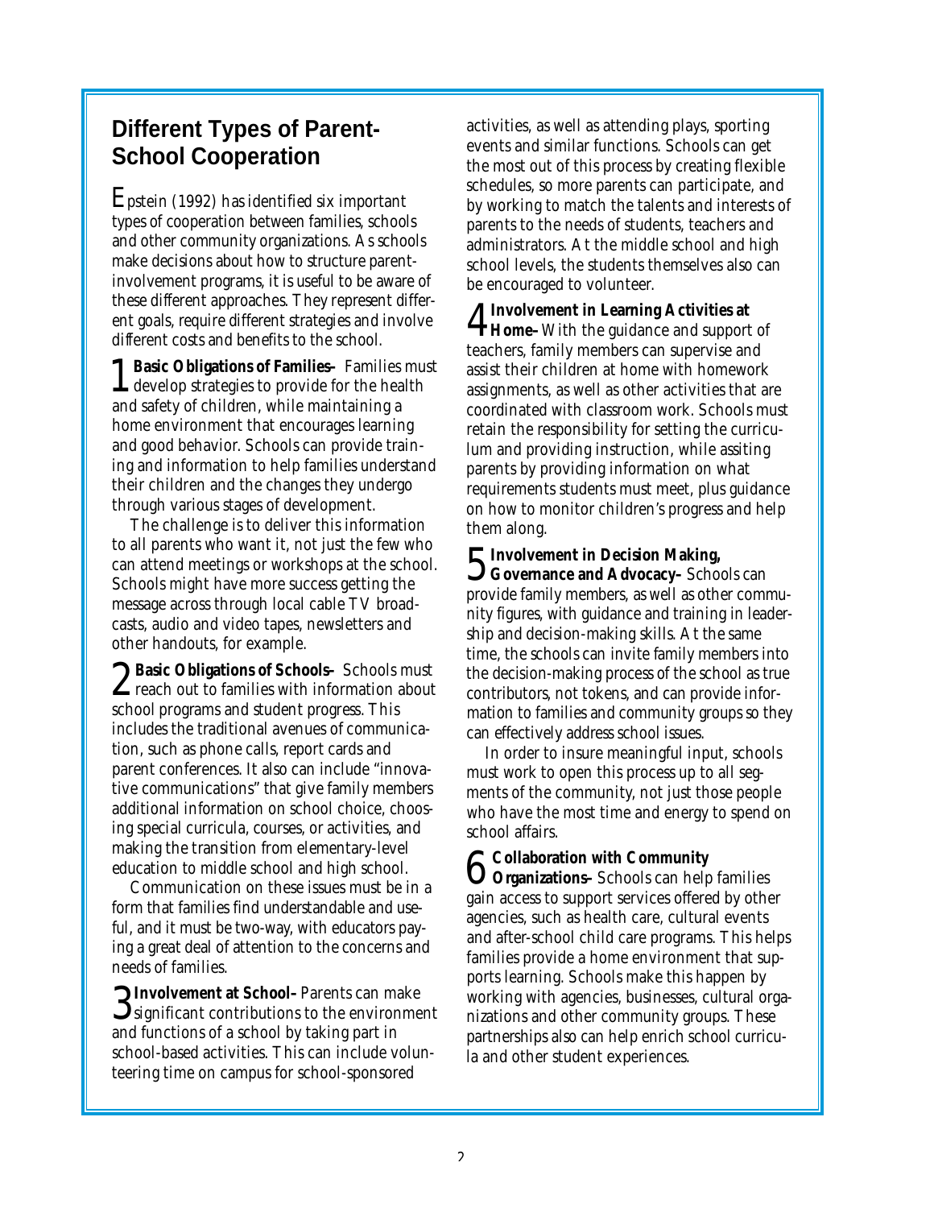## Different Types of Parent-School Cooperation

Epstein (1992) has identified six important types of cooperation between families, schools and other community organizations. As schools make decisions about how to structure parent-involvement programs, it is useful to be aware of these different approaches. They represent different goals, require different strategies and involve different costs and benefits to the school.

1 **Basic Obligations of Families–** Families must develop strategies to provide for the health and safety of children, while maintaining a home environment that encourages learning and good behavior. Schools can provide training and information to help families understand their children and the changes they undergo through various stages of development.

The challenge is to deliver this information to all parents who want it, not just the few who can attend meetings or workshops at the school. Schools might have more success getting the message across through local cable TV broadcasts, audio and video tapes, newsletters and other handouts, for example.

2 **Basic Obligations of Schools–** Schools must reach out to families with information about school programs and student progress. This includes the traditional avenues of communication, such as phone calls, report cards and parent conferences. It also can include "innovative communications" that give family members additional information on school choice, choosing special curricula, courses, or activities, and making the transition from elementary-level education to middle school and high school.

Communication on these issues must be in a form that families find understandable and useful, and it must be two-way, with educators paying a great deal of attention to the concerns and needs of families.

3 **Involvement at School–** Parents can make significant contributions to the environment and functions of a school by taking part in school-based activities. This can include volunteering time on campus for school-sponsored activities, as well as attending plays, sporting events and similar functions. Schools can get the most out of this process by creating flexible schedules, so more parents can participate, and by working to match the talents and interests of parents to the needs of students, teachers and administrators. At the middle school and high school levels, the students themselves also can be encouraged to volunteer.

4 **Involvement in Learning Activities at Home–** With the guidance and support of teachers, family members can supervise and assist their children at home with homework assignments, as well as other activities that are coordinated with classroom work. Schools must retain the responsibility for setting the curriculum and providing instruction, while assiting parents by providing information on what requirements students must meet, plus guidance on how to monitor children's progress and help them along.

5 **Involvement in Decision Making, Governance and Advocacy–** Schools can provide family members, as well as other community figures, with guidance and training in leadership and decision-making skills. At the same time, the schools can invite family members into the decision-making process of the school as true contributors, not tokens, and can provide information to families and community groups so they can effectively address school issues.

In order to insure meaningful input, schools must work to open this process up to all segments of the community, not just those people who have the most time and energy to spend on school affairs.

6 **Collaboration with Community Organizations–** Schools can help families gain access to support services offered by other agencies, such as health care, cultural events and after-school child care programs. This helps families provide a home environment that supports learning. Schools make this happen by working with agencies, businesses, cultural organizations and other community groups. These partnerships also can help enrich school curricula and other student experiences.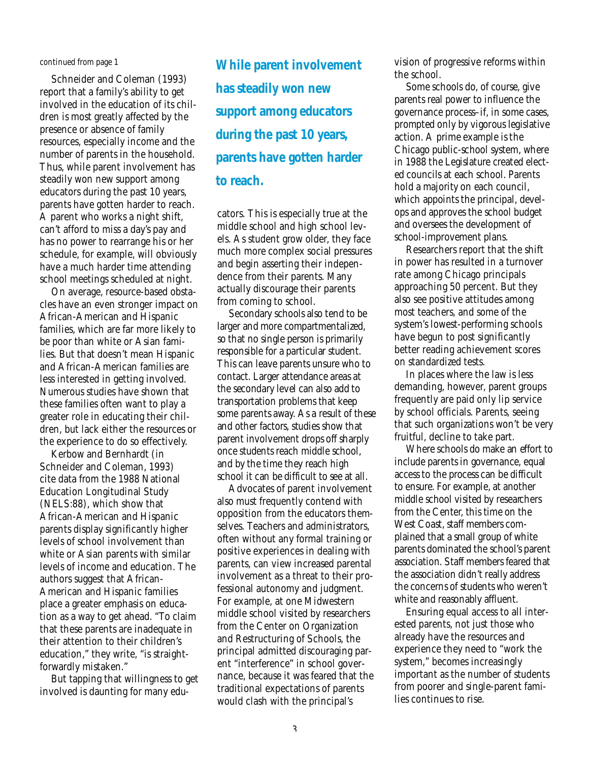*continued from page 1*

Schneider and Coleman (1993) report that a family's ability to get involved in the education of its children is most greatly affected by the presence or absence of family resources, especially income and the number of parents in the household. Thus, while parent involvement has steadily won new support among educators during the past 10 years, parents have gotten harder to reach. A parent who works a night shift, can't afford to miss a day's pay and has no power to rearrange his or her schedule, for example, will obviously have a much harder time attending school meetings scheduled at night.

On average, resource-based obstacles have an even stronger impact on African-American and Hispanic families, which are far more likely to be poor than white or Asian families. But that doesn't mean Hispanic and African-American families are less interested in getting involved. Numerous studies have shown that these families often want to play a greater role in educating their children, but lack either the resources or the experience to do so effectively.

Kerbow and Bernhardt (in Schneider and Coleman, 1993) cite data from the 1988 National Education Longitudinal Study (NELS:88), which show that African-American and Hispanic parents display significantly higher levels of school involvement than white or Asian parents with similar levels of income and education. The authors suggest that African-American and Hispanic families place a greater emphasis on education as a way to get ahead. "To claim that these parents are inadequate in their attention to their children's education," they write, "is straightforwardly mistaken."

But tapping that willingness to get involved is daunting for many educators. This is especially true at the middle school and high school levels. As student grow older, they face much more complex social pressures and begin asserting their independence from their parents. Many actually discourage their parents from coming to school.

**While parent involvement has steadily won new support among educators during the past 10 years, parents have gotten harder to reach.**

Secondary schools also tend to be larger and more compartmentalized, so that no single person is primarily responsible for a particular student. This can leave parents unsure who to contact. Larger attendance areas at the secondary level can also add to transportation problems that keep some parents away. As a result of these and other factors, studies show that parent involvement drops off sharply once students reach middle school, and by the time they reach high school it can be difficult to see at all.

Advocates of parent involvement also must frequently contend with opposition from the educators themselves. Teachers and administrators, often without any formal training or positive experiences in dealing with parents, can view increased parental involvement as a threat to their professional autonomy and judgment. For example, at one Midwestern middle school visited by researchers from the Center on Organization and Restructuring of Schools, the principal admitted discouraging parent "interference" in school governance, because it was feared that the traditional expectations of parents would clash with the principal's vision of progressive reforms within the school.

Some schools do, of course, give parents real power to influence the governance process–if, in some cases, prompted only by vigorous legislative action. A prime example is the Chicago public-school system, where in 1988 the Legislature created elected councils at each school. Parents hold a majority on each council, which appoints the principal, develops and approves the school budget and oversees the development of school-improvement plans.

Researchers report that the shift in power has resulted in a turnover rate among Chicago principals approaching 50 percent. But they also see positive attitudes among most teachers, and some of the system's lowest-performing schools have begun to post significantly better reading achievement scores on standardized tests.

In places where the law is less demanding, however, parent groups frequently are paid only lip service by school officials. Parents, seeing that such organizations won't be very fruitful, decline to take part.

Where schools do make an effort to include parents in governance, equal access to the process can be difficult to ensure. For example, at another middle school visited by researchers from the Center, this time on the West Coast, staff members complained that a small group of white parents dominated the school's parent association. Staff members feared that the association didn't really address the concerns of students who weren't white and reasonably affluent.

Ensuring equal access to all interested parents, not just those who already have the resources and experience they need to "work the system," becomes increasingly important as the number of students from poorer and single-parent families continues to rise.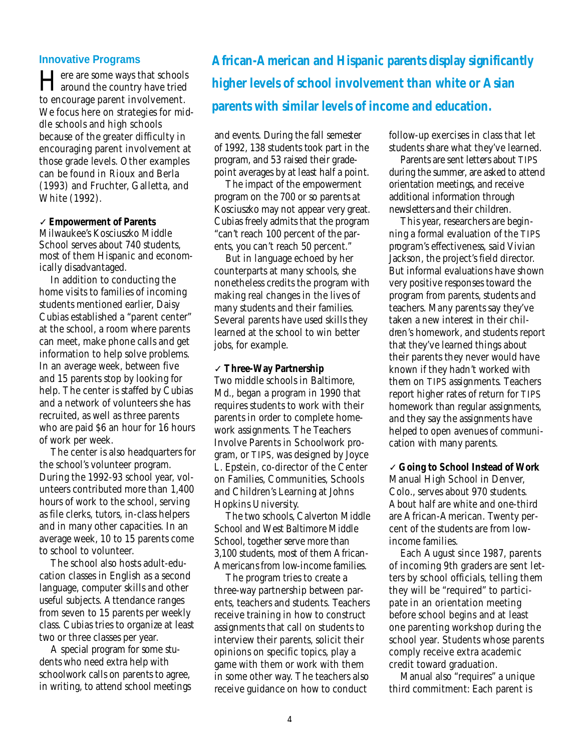## Innovative Programs

Here are some ways that schools around the country have tried to encourage parent involvement. We focus here on strategies for middle schools and high schools because of the greater difficulty in encouraging parent involvement at those grade levels. Other examples can be found in Rioux and Berla (1993) and Fruchter, Galletta, and White (1992).

**African-American and Hispanic parents display significantly higher levels of school involvement than white or Asian parents with similar levels of income and education.**

### ✓ Empowerment of Parents

Milwaukee's Kosciuszko Middle School serves about 740 students, most of them Hispanic and economically disadvantaged.

In addition to conducting the home visits to families of incoming students mentioned earlier, Daisy Cubias established a "parent center" at the school, a room where parents can meet, make phone calls and get information to help solve problems. In an average week, between five and 15 parents stop by looking for help. The center is staffed by Cubias and a network of volunteers she has recruited, as well as three parents who are paid $6 an hour for 16 hours of work per week.

The center is also headquarters for the school's volunteer program. During the 1992-93 school year, volunteers contributed more than 1,400 hours of work to the school, serving as file clerks, tutors, in-class helpers and in many other capacities. In an average week, 10 to 15 parents come to school to volunteer.

The school also hosts adult-education classes in English as a second language, computer skills and other useful subjects. Attendance ranges from seven to 15 parents per weekly class. Cubias tries to organize at least two or three classes per year.

A special program for some students who need extra help with schoolwork calls on parents to agree, in writing, to attend school meetings and events. During the fall semester of 1992, 138 students took part in the program, and 53 raised their grade-point averages by at least half a point.

The impact of the empowerment program on the 700 or so parents at Kosciuszko may not appear very great. Cubias freely admits that the program "can't reach 100 percent of the parents, you can't reach 50 percent."

But in language echoed by her counterparts at many schools, she nonetheless credits the program with making real changes in the lives of many students and their families. Several parents have used skills they learned at the school to win better jobs, for example.

### ✓ Three-Way Partnership

Two middle schools in Baltimore, Md., began a program in 1990 that requires students to work with their parents in order to complete homework assignments. The Teachers Involve Parents in Schoolwork program, or TIPS, was designed by Joyce L. Epstein, co-director of the Center on Families, Communities, Schools and Children's Learning at Johns Hopkins University.

The two schools, Calverton Middle School and West Baltimore Middle School, together serve more than 3,100 students, most of them African-Americans from low-income families.

The program tries to create a three-way partnership between parents, teachers and students. Teachers receive training in how to construct assignments that call on students to interview their parents, solicit their opinions on specific topics, play a game with them or work with them in some other way. The teachers also receive guidance on how to conduct follow-up exercises in class that let students share what they've learned.

Parents are sent letters about TIPS during the summer, are asked to attend orientation meetings, and receive additional information through newsletters and their children.

This year, researchers are beginning a formal evaluation of the TIPS program's effectiveness, said Vivian Jackson, the project's field director. But informal evaluations have shown very positive responses toward the program from parents, students and teachers. Many parents say they've taken a new interest in their children's homework, and students report that they've learned things about their parents they never would have known if they hadn't worked with them on TIPS assignments. Teachers report higher rates of return for TIPS homework than regular assignments, and they say the assignments have helped to open avenues of communication with many parents.

### ✓ Going to School Instead of Work

Manual High School in Denver, Colo., serves about 970 students. About half are white and one-third are African-American. Twenty percent of the students are from low-income families.

Each August since 1987, parents of incoming 9th graders are sent letters by school officials, telling them they will be "required" to participate in an orientation meeting before school begins and at least one parenting workshop during the school year. Students whose parents comply receive extra academic credit toward graduation.

Manual also "requires" a unique third commitment: Each parent is